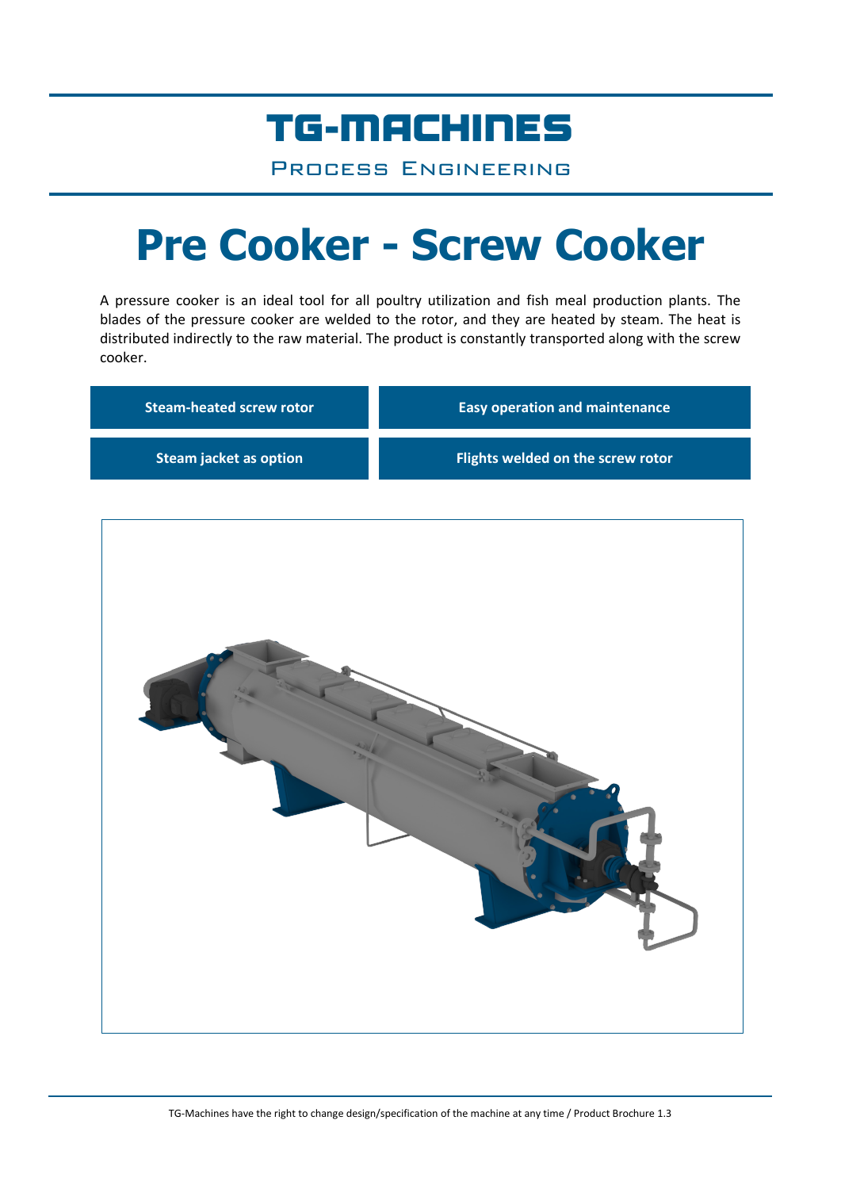# TG-MACHINES

Process Engineering

# Pre Cooker - Screw Cooker

A pressure cooker is an ideal tool for all poultry utilization and fish meal production plants. The blades of the pressure cooker are welded to the rotor, and they are heated by steam. The heat is distributed indirectly to the raw material. The product is constantly transported along with the screw cooker.

| Steam-heated screw rotor | Easy operation and maintenance |
|---|---|
| Steam jacket as option | Flights welded on the screw rotor |

TG-Machines have the right to change design/specification of the machine at any time / Product Brochure 1.3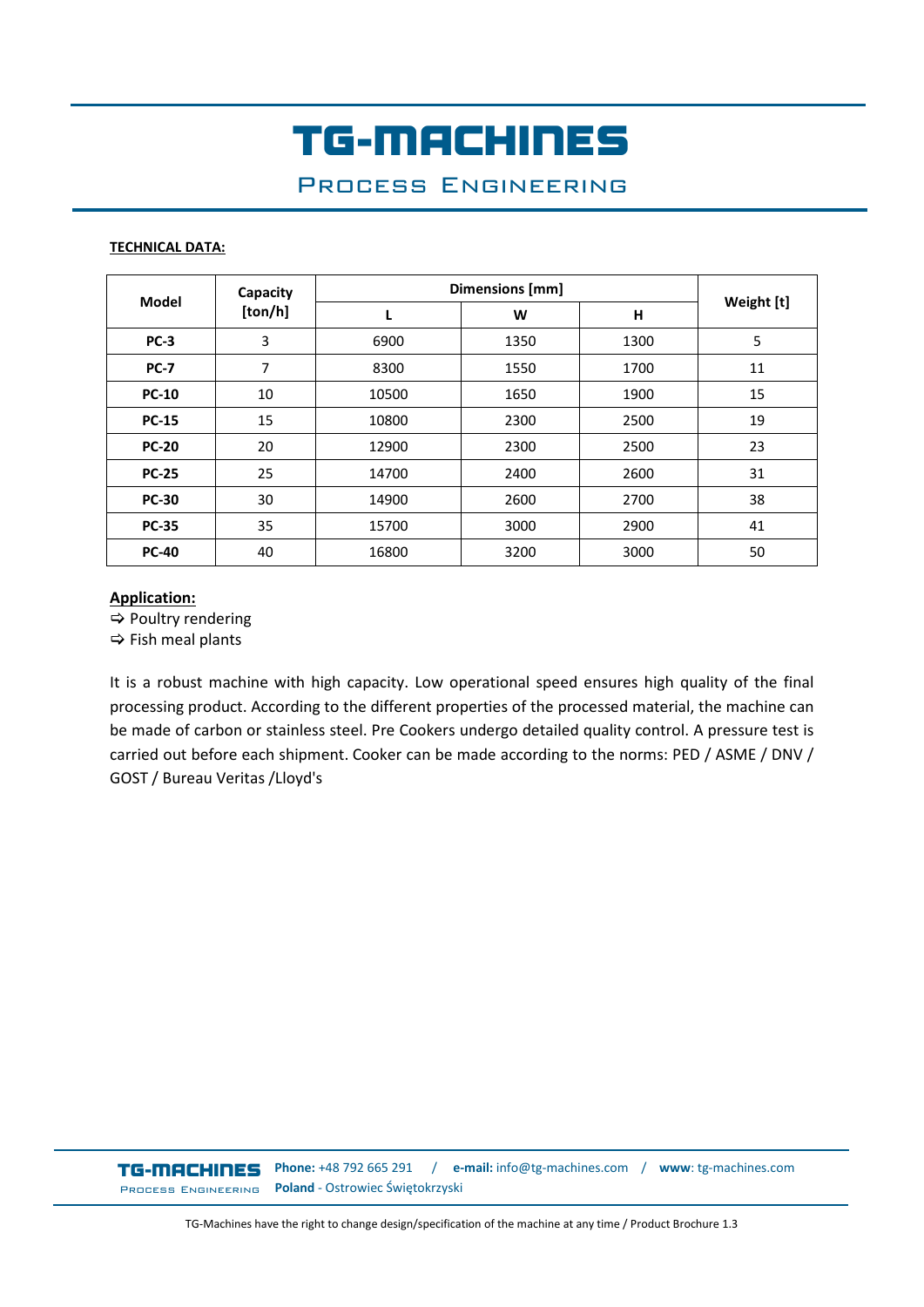**TECHNICAL DATA:**

| Model | Capacity [ton/h] | Dimensions [mm] | | | Weight [t] |
|---|---|---|---|---|---|
| | | L | W | H | |
| **PC-3** | 3 | 6900 | 1350 | 1300 | 5 |
| **PC-7** | 7 | 8300 | 1550 | 1700 | 11 |
| **PC-10** | 10 | 10500 | 1650 | 1900 | 15 |
| **PC-15** | 15 | 10800 | 2300 | 2500 | 19 |
| **PC-20** | 20 | 12900 | 2300 | 2500 | 23 |
| **PC-25** | 25 | 14700 | 2400 | 2600 | 31 |
| **PC-30** | 30 | 14900 | 2600 | 2700 | 38 |
| **PC-35** | 35 | 15700 | 3000 | 2900 | 41 |
| **PC-40** | 40 | 16800 | 3200 | 3000 | 50 |

**Application:**

⇨ Poultry rendering
⇨ Fish meal plants

It is a robust machine with high capacity. Low operational speed ensures high quality of the final processing product. According to the different properties of the processed material, the machine can be made of carbon or stainless steel. Pre Cookers undergo detailed quality control. A pressure test is carried out before each shipment. Cooker can be made according to the norms: PED / ASME / DNV / GOST / Bureau Veritas /Lloyd's